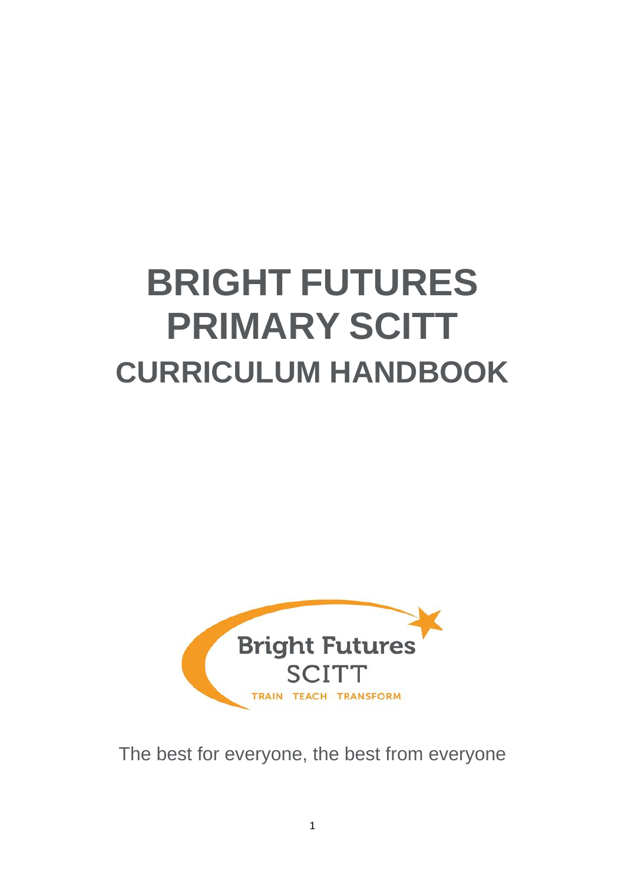# BRIGHT FUTURES PRIMARY SCITT

## CURRICULUM HANDBOOK

Bright Futures SCITT

TRAIN TEACH TRANSFORM

The best for everyone, the best from everyone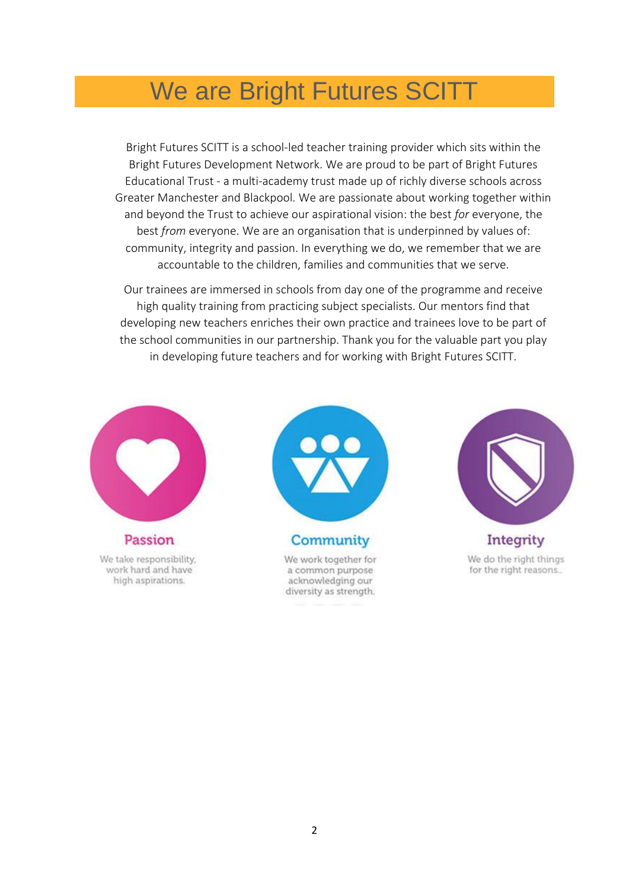# We are Bright Futures SCITT

Bright Futures SCITT is a school-led teacher training provider which sits within the Bright Futures Development Network. We are proud to be part of Bright Futures Educational Trust - a multi-academy trust made up of richly diverse schools across Greater Manchester and Blackpool. We are passionate about working together within and beyond the Trust to achieve our aspirational vision: the best *for* everyone, the best *from* everyone. We are an organisation that is underpinned by values of: community, integrity and passion. In everything we do, we remember that we are accountable to the children, families and communities that we serve.

Our trainees are immersed in schools from day one of the programme and receive high quality training from practicing subject specialists. Our mentors find that developing new teachers enriches their own practice and trainees love to be part of the school communities in our partnership. Thank you for the valuable part you play in developing future teachers and for working with Bright Futures SCITT.

**Passion**

We take responsibility, work hard and have high aspirations.

**Community**

We work together for a common purpose acknowledging our diversity as strength.

**Integrity**

We do the right things for the right reasons..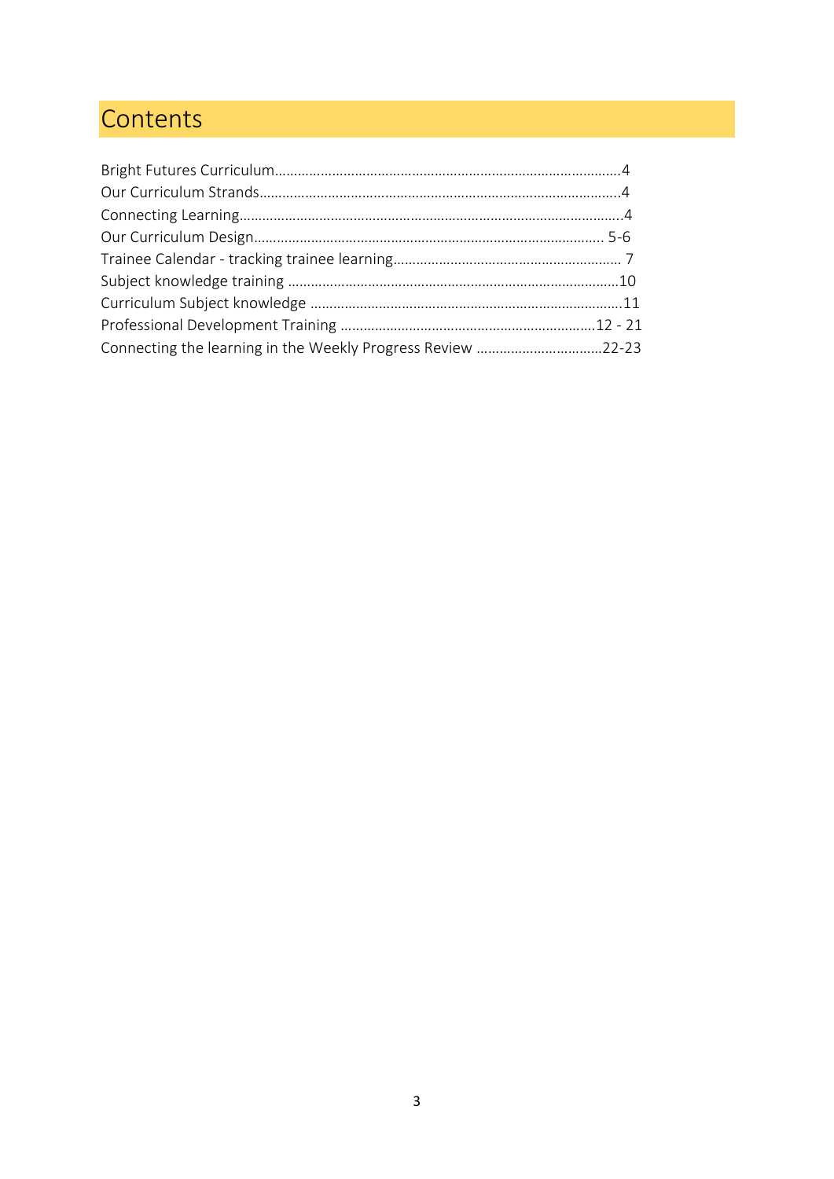# Contents

Bright Futures Curriculum…………………………………………………………………………………4
Our Curriculum Strands…………………………………………………………………………………..4
Connecting Learning…………………………………………………………………………………………4
Our Curriculum Design……………………………………………………………………………… 5-6
Trainee Calendar - tracking trainee learning…………………………………………………… 7
Subject knowledge training ……………………………………………………………………………10
Curriculum Subject knowledge ………………………………………………………………………11
Professional Development Training ………………………………………………………….12 - 21
Connecting the learning in the Weekly Progress Review ……………………………22-23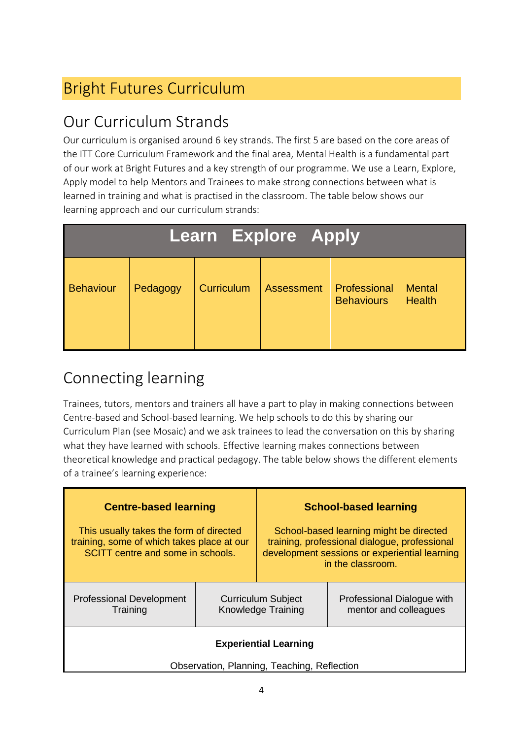# Bright Futures Curriculum

## Our Curriculum Strands

Our curriculum is organised around 6 key strands. The first 5 are based on the core areas of the ITT Core Curriculum Framework and the final area, Mental Health is a fundamental part of our work at Bright Futures and a key strength of our programme. We use a Learn, Explore, Apply model to help Mentors and Trainees to make strong connections between what is learned in training and what is practised in the classroom. The table below shows our learning approach and our curriculum strands:

| Learn Explore Apply | | | | | |
|---|---|---|---|---|---|
| Behaviour | Pedagogy | Curriculum | Assessment | Professional Behaviours | Mental Health |

## Connecting learning

Trainees, tutors, mentors and trainers all have a part to play in making connections between Centre-based and School-based learning. We help schools to do this by sharing our Curriculum Plan (see Mosaic) and we ask trainees to lead the conversation on this by sharing what they have learned with schools. Effective learning makes connections between theoretical knowledge and practical pedagogy. The table below shows the different elements of a trainee's learning experience:

| **Centre-based learning**<br><br>This usually takes the form of directed training, some of which takes place at our SCITT centre and some in schools. | | **School-based learning**<br><br>School-based learning might be directed training, professional dialogue, professional development sessions or experiential learning in the classroom. |
|---|---|---|
| Professional Development Training | Curriculum Subject Knowledge Training | Professional Dialogue with mentor and colleagues |
| **Experiential Learning**<br><br>Observation, Planning, Teaching, Reflection | | |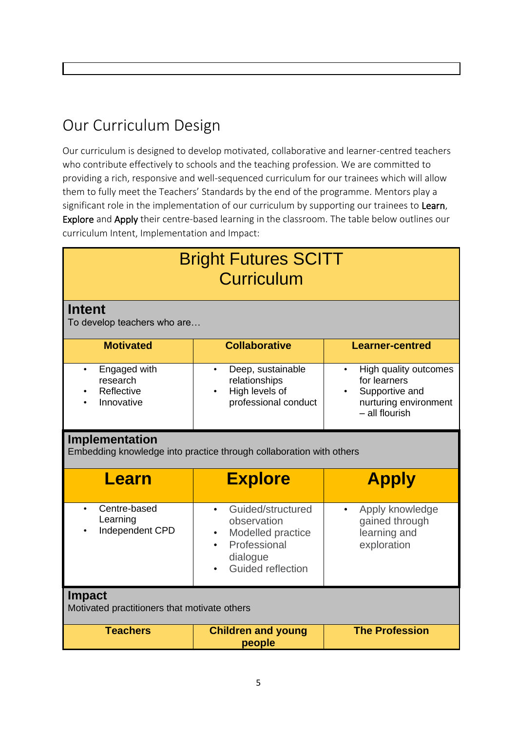## Our Curriculum Design

Our curriculum is designed to develop motivated, collaborative and learner-centred teachers who contribute effectively to schools and the teaching profession. We are committed to providing a rich, responsive and well-sequenced curriculum for our trainees which will allow them to fully meet the Teachers' Standards by the end of the programme. Mentors play a significant role in the implementation of our curriculum by supporting our trainees to Learn, Explore and Apply their centre-based learning in the classroom. The table below outlines our curriculum Intent, Implementation and Impact:

| Bright Futures SCITT Curriculum | | |
|---|---|---|
| **Intent**<br>To develop teachers who are… | | |
| **Motivated** | **Collaborative** | **Learner-centred** |
| • Engaged with research<br>• Reflective<br>• Innovative | • Deep, sustainable relationships<br>• High levels of professional conduct | • High quality outcomes for learners<br>• Supportive and nurturing environment – all flourish |
| **Implementation**<br>Embedding knowledge into practice through collaboration with others | | |
| **Learn** | **Explore** | **Apply** |
| • Centre-based Learning<br>• Independent CPD | • Guided/structured observation<br>• Modelled practice<br>• Professional dialogue<br>• Guided reflection | • Apply knowledge gained through learning and exploration |
| **Impact**<br>Motivated practitioners that motivate others | | |
| **Teachers** | **Children and young people** | **The Profession** |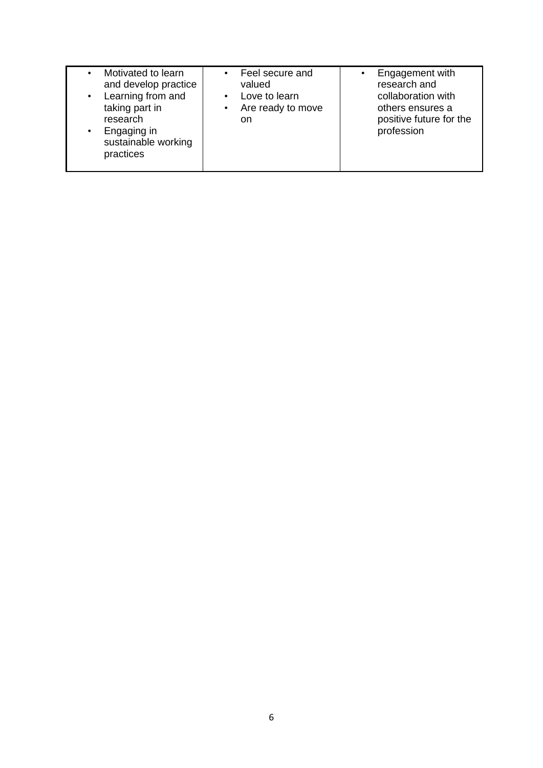| | | |
|---|---|---|
| • Motivated to learn and develop practice<br>• Learning from and taking part in research<br>• Engaging in sustainable working practices | • Feel secure and valued<br>• Love to learn<br>• Are ready to move on | • Engagement with research and collaboration with others ensures a positive future for the profession |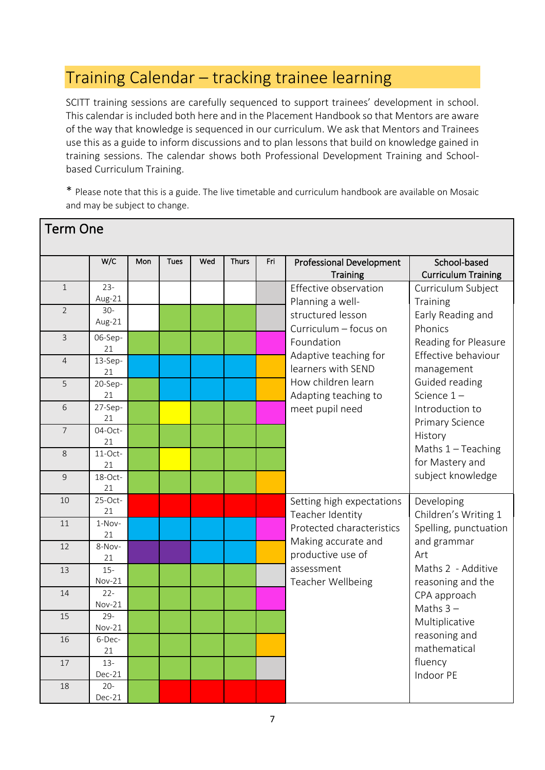## Training Calendar – tracking trainee learning

SCITT training sessions are carefully sequenced to support trainees' development in school. This calendar is included both here and in the Placement Handbook so that Mentors are aware of the way that knowledge is sequenced in our curriculum. We ask that Mentors and Trainees use this as a guide to inform discussions and to plan lessons that build on knowledge gained in training sessions. The calendar shows both Professional Development Training and School-based Curriculum Training.

* Please note that this is a guide. The live timetable and curriculum handbook are available on Mosaic and may be subject to change.

### Term One

| | W/C | Mon | Tues | Wed | Thurs | Fri | Professional Development Training | School-based Curriculum Training |
|---|---|---|---|---|---|---|---|---|
| 1 | 23-Aug-21 | | | | | | Effective observation<br>Planning a well-structured lesson<br>Curriculum – focus on Foundation<br>Adaptive teaching for learners with SEND<br>How children learn<br>Adapting teaching to meet pupil need | Curriculum Subject Training<br>Early Reading and Phonics<br>Reading for Pleasure<br>Effective behaviour management<br>Guided reading<br>Science 1 – Introduction to Primary Science<br>History<br>Maths 1 – Teaching for Mastery and subject knowledge |
| 2 | 30-Aug-21 | | | | | | | |
| 3 | 06-Sep-21 | | | | | | | |
| 4 | 13-Sep-21 | | | | | | | |
| 5 | 20-Sep-21 | | | | | | | |
| 6 | 27-Sep-21 | | | | | | | |
| 7 | 04-Oct-21 | | | | | | | |
| 8 | 11-Oct-21 | | | | | | | |
| 9 | 18-Oct-21 | | | | | | | |
| 10 | 25-Oct-21 | | | | | | Setting high expectations<br>Teacher Identity<br>Protected characteristics<br>Making accurate and productive use of assessment<br>Teacher Wellbeing | Developing Children's Writing 1<br>Spelling, punctuation and grammar<br>Art<br>Maths 2 - Additive reasoning and the CPA approach<br>Maths 3 – Multiplicative reasoning and mathematical fluency<br>Indoor PE |
| 11 | 1-Nov-21 | | | | | | | |
| 12 | 8-Nov-21 | | | | | | | |
| 13 | 15-Nov-21 | | | | | | | |
| 14 | 22-Nov-21 | | | | | | | |
| 15 | 29-Nov-21 | | | | | | | |
| 16 | 6-Dec-21 | | | | | | | |
| 17 | 13-Dec-21 | | | | | | | |
| 18 | 20-Dec-21 | | | | | | | |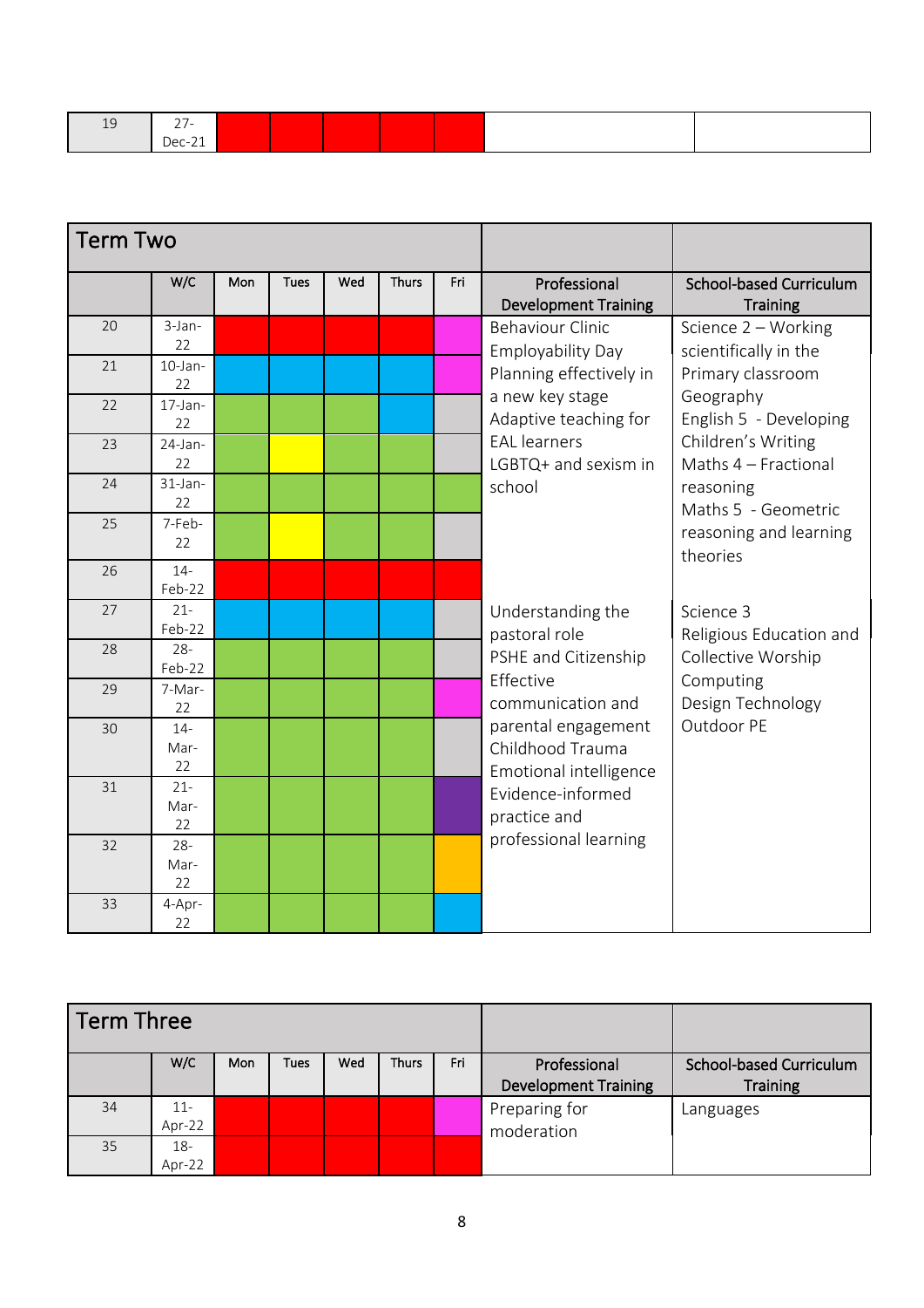| 19 | 27-Dec-21 | | | | | | | |
|---|---|---|---|---|---|---|---|---|

## Term Two

| | W/C | Mon | Tues | Wed | Thurs | Fri | Professional Development Training | School-based Curriculum Training |
|---|---|---|---|---|---|---|---|---|
| 20 | 3-Jan-22 | | | | | | Behaviour Clinic<br>Employability Day<br>Planning effectively in a new key stage<br>Adaptive teaching for EAL learners<br>LGBTQ+ and sexism in school | Science 2 – Working scientifically in the Primary classroom<br>Geography<br>English 5 - Developing Children's Writing<br>Maths 4 – Fractional reasoning<br>Maths 5 - Geometric reasoning and learning theories |
| 21 | 10-Jan-22 | | | | | | | |
| 22 | 17-Jan-22 | | | | | | | |
| 23 | 24-Jan-22 | | | | | | | |
| 24 | 31-Jan-22 | | | | | | | |
| 25 | 7-Feb-22 | | | | | | | |
| 26 | 14-Feb-22 | | | | | | | |
| 27 | 21-Feb-22 | | | | | | Understanding the pastoral role<br>PSHE and Citizenship<br>Effective communication and parental engagement<br>Childhood Trauma<br>Emotional intelligence<br>Evidence-informed practice and professional learning | Science 3<br>Religious Education and Collective Worship<br>Computing<br>Design Technology<br>Outdoor PE |
| 28 | 28-Feb-22 | | | | | | | |
| 29 | 7-Mar-22 | | | | | | | |
| 30 | 14-Mar-22 | | | | | | | |
| 31 | 21-Mar-22 | | | | | | | |
| 32 | 28-Mar-22 | | | | | | | |
| 33 | 4-Apr-22 | | | | | | | |

## Term Three

| | W/C | Mon | Tues | Wed | Thurs | Fri | Professional Development Training | School-based Curriculum Training |
|---|---|---|---|---|---|---|---|---|
| 34 | 11-Apr-22 | | | | | | Preparing for moderation | Languages |
| 35 | 18-Apr-22 | | | | | | | |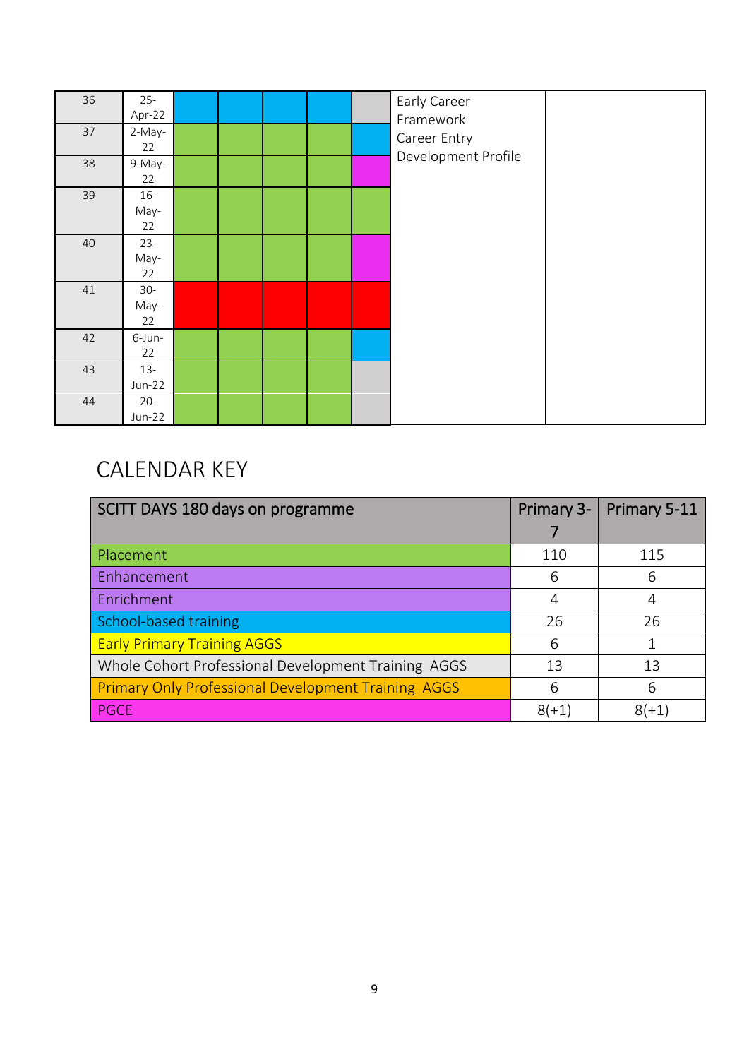| 36 | 25-Apr-22 | | | | | | Early Career Framework Career Entry Development Profile | |
|---|---|---|---|---|---|---|---|---|
| 37 | 2-May-22 | | | | | | | |
| 38 | 9-May-22 | | | | | | | |
| 39 | 16-May-22 | | | | | | | |
| 40 | 23-May-22 | | | | | | | |
| 41 | 30-May-22 | | | | | | | |
| 42 | 6-Jun-22 | | | | | | | |
| 43 | 13-Jun-22 | | | | | | | |
| 44 | 20-Jun-22 | | | | | | | |

# CALENDAR KEY

| SCITT DAYS 180 days on programme | Primary 3-7 | Primary 5-11 |
|---|---|---|
| Placement | 110 | 115 |
| Enhancement | 6 | 6 |
| Enrichment | 4 | 4 |
| School-based training | 26 | 26 |
| Early Primary Training AGGS | 6 | 1 |
| Whole Cohort Professional Development Training AGGS | 13 | 13 |
| Primary Only Professional Development Training AGGS | 6 | 6 |
| PGCE | 8(+1) | 8(+1) |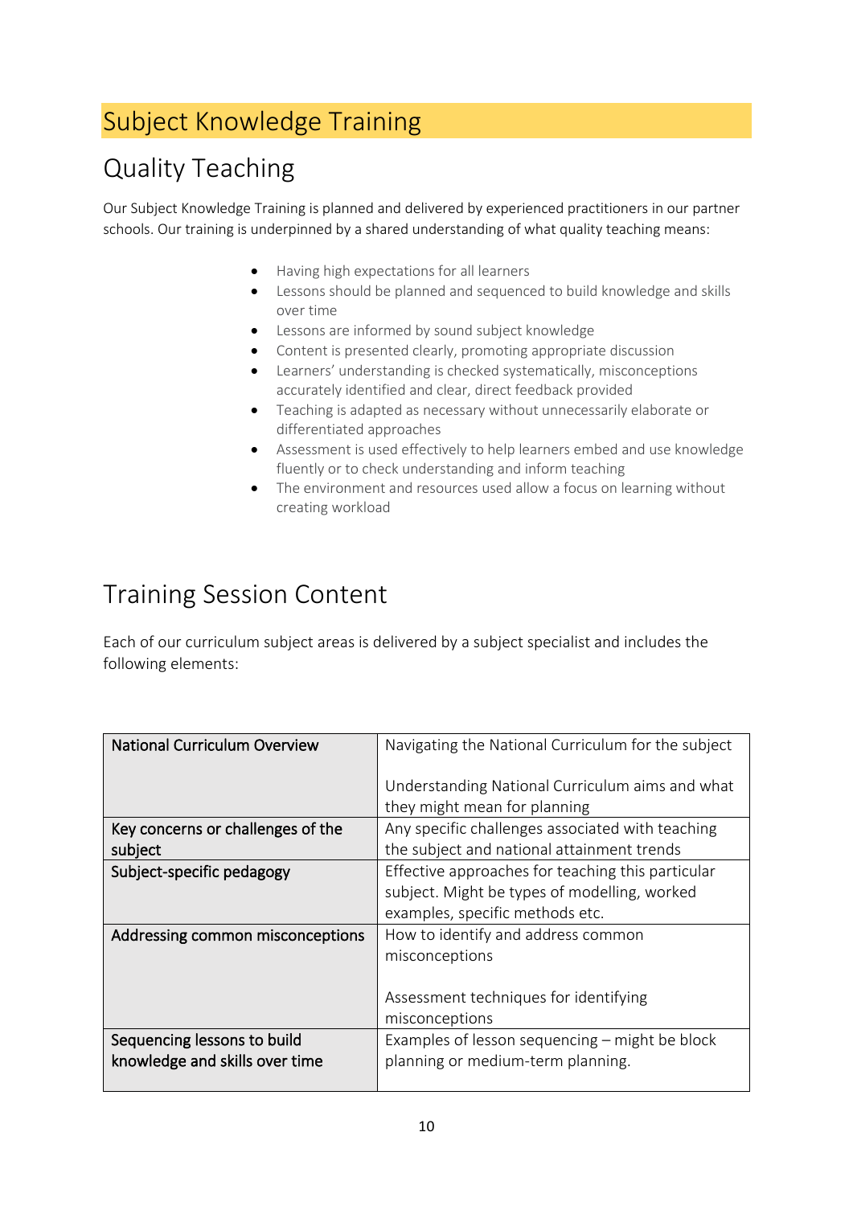# Subject Knowledge Training

## Quality Teaching

Our Subject Knowledge Training is planned and delivered by experienced practitioners in our partner schools. Our training is underpinned by a shared understanding of what quality teaching means:

- Having high expectations for all learners
- Lessons should be planned and sequenced to build knowledge and skills over time
- Lessons are informed by sound subject knowledge
- Content is presented clearly, promoting appropriate discussion
- Learners' understanding is checked systematically, misconceptions accurately identified and clear, direct feedback provided
- Teaching is adapted as necessary without unnecessarily elaborate or differentiated approaches
- Assessment is used effectively to help learners embed and use knowledge fluently or to check understanding and inform teaching
- The environment and resources used allow a focus on learning without creating workload

## Training Session Content

Each of our curriculum subject areas is delivered by a subject specialist and includes the following elements:

| | |
|---|---|
| National Curriculum Overview | Navigating the National Curriculum for the subject<br><br>Understanding National Curriculum aims and what they might mean for planning |
| Key concerns or challenges of the subject | Any specific challenges associated with teaching the subject and national attainment trends |
| Subject-specific pedagogy | Effective approaches for teaching this particular subject. Might be types of modelling, worked examples, specific methods etc. |
| Addressing common misconceptions | How to identify and address common misconceptions<br><br>Assessment techniques for identifying misconceptions |
| Sequencing lessons to build knowledge and skills over time | Examples of lesson sequencing – might be block planning or medium-term planning. |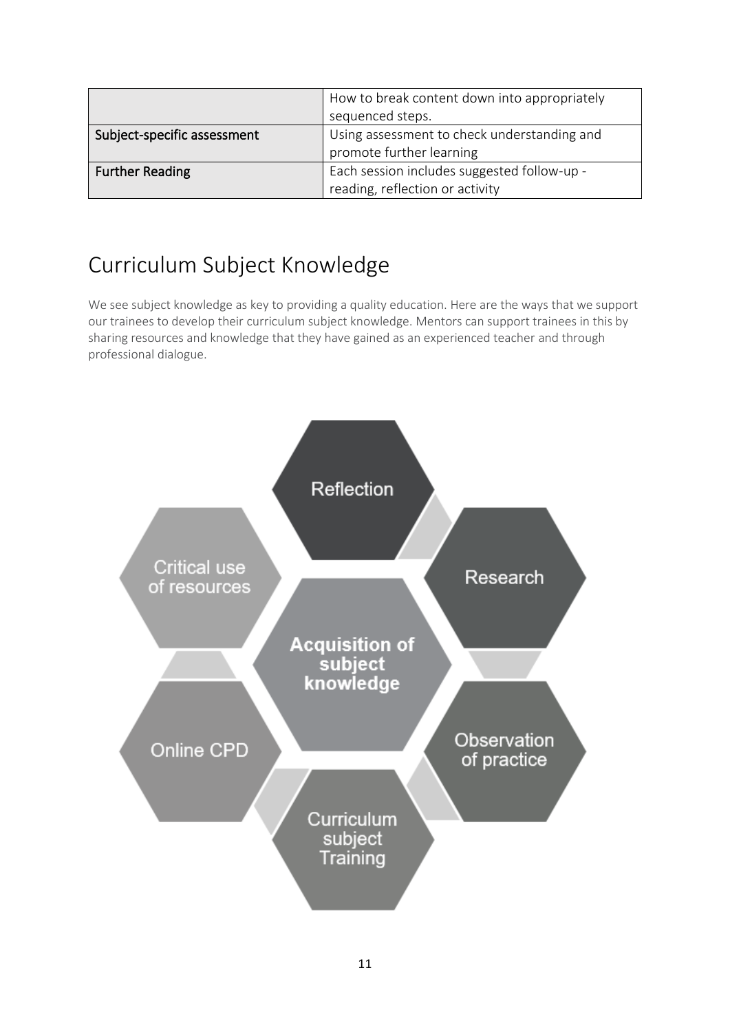| | How to break content down into appropriately sequenced steps. |
|---|---|
| Subject-specific assessment | Using assessment to check understanding and promote further learning |
| Further Reading | Each session includes suggested follow-up - reading, reflection or activity |

# Curriculum Subject Knowledge

We see subject knowledge as key to providing a quality education. Here are the ways that we support our trainees to develop their curriculum subject knowledge. Mentors can support trainees in this by sharing resources and knowledge that they have gained as an experienced teacher and through professional dialogue.

**Acquisition of subject knowledge**

- Reflection
- Research
- Observation of practice
- Curriculum subject Training
- Online CPD
- Critical use of resources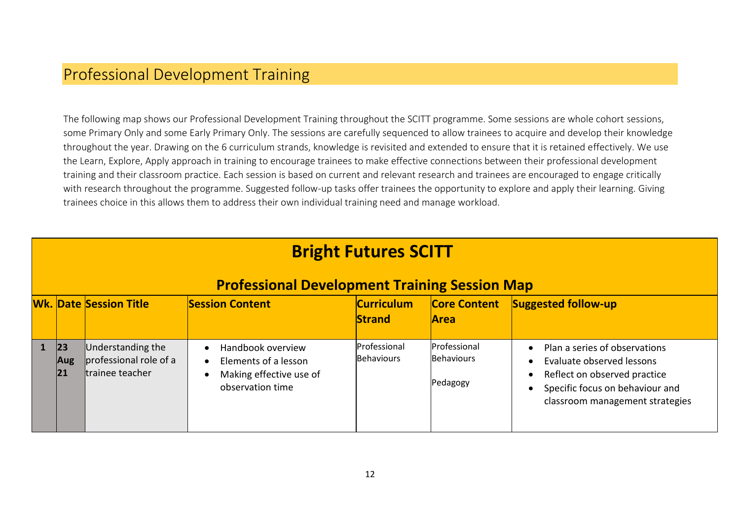## Professional Development Training

The following map shows our Professional Development Training throughout the SCITT programme. Some sessions are whole cohort sessions, some Primary Only and some Early Primary Only. The sessions are carefully sequenced to allow trainees to acquire and develop their knowledge throughout the year. Drawing on the 6 curriculum strands, knowledge is revisited and extended to ensure that it is retained effectively. We use the Learn, Explore, Apply approach in training to encourage trainees to make effective connections between their professional development training and their classroom practice. Each session is based on current and relevant research and trainees are encouraged to engage critically with research throughout the programme. Suggested follow-up tasks offer trainees the opportunity to explore and apply their learning. Giving trainees choice in this allows them to address their own individual training need and manage workload.

# Bright Futures SCITT

## Professional Development Training Session Map

| Wk. | Date | Session Title | Session Content | Curriculum Strand | Core Content Area | Suggested follow-up |
|---|---|---|---|---|---|---|
| 1 | 23 Aug 21 | Understanding the professional role of a trainee teacher | • Handbook overview<br>• Elements of a lesson<br>• Making effective use of observation time | Professional Behaviours | Professional Behaviours<br><br>Pedagogy | • Plan a series of observations<br>• Evaluate observed lessons<br>• Reflect on observed practice<br>• Specific focus on behaviour and classroom management strategies |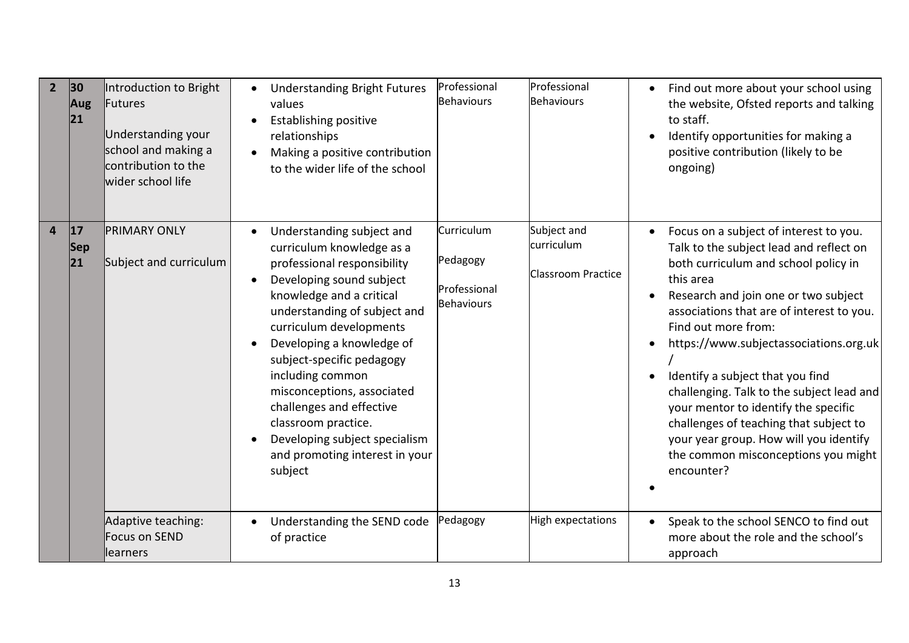| 2 | 30 Aug 21 | Introduction to Bright Futures<br><br>Understanding your school and making a contribution to the wider school life | • Understanding Bright Futures values<br>• Establishing positive relationships<br>• Making a positive contribution to the wider life of the school | Professional Behaviours | Professional Behaviours | • Find out more about your school using the website, Ofsted reports and talking to staff.<br>• Identify opportunities for making a positive contribution (likely to be ongoing) |
|---|---|---|---|---|---|---|
| 4 | 17 Sep 21 | PRIMARY ONLY<br><br>Subject and curriculum | • Understanding subject and curriculum knowledge as a professional responsibility<br>• Developing sound subject knowledge and a critical understanding of subject and curriculum developments<br>• Developing a knowledge of subject-specific pedagogy including common misconceptions, associated challenges and effective classroom practice.<br>• Developing subject specialism and promoting interest in your subject | Curriculum<br><br>Pedagogy<br><br>Professional Behaviours | Subject and curriculum<br><br>Classroom Practice | • Focus on a subject of interest to you. Talk to the subject lead and reflect on both curriculum and school policy in this area<br>• Research and join one or two subject associations that are of interest to you. Find out more from:<br>• https://www.subjectassociations.org.uk/<br>• Identify a subject that you find challenging. Talk to the subject lead and your mentor to identify the specific challenges of teaching that subject to your year group. How will you identify the common misconceptions you might encounter?<br>• |
| | | Adaptive teaching: Focus on SEND learners | • Understanding the SEND code of practice | Pedagogy | High expectations | • Speak to the school SENCO to find out more about the role and the school's approach |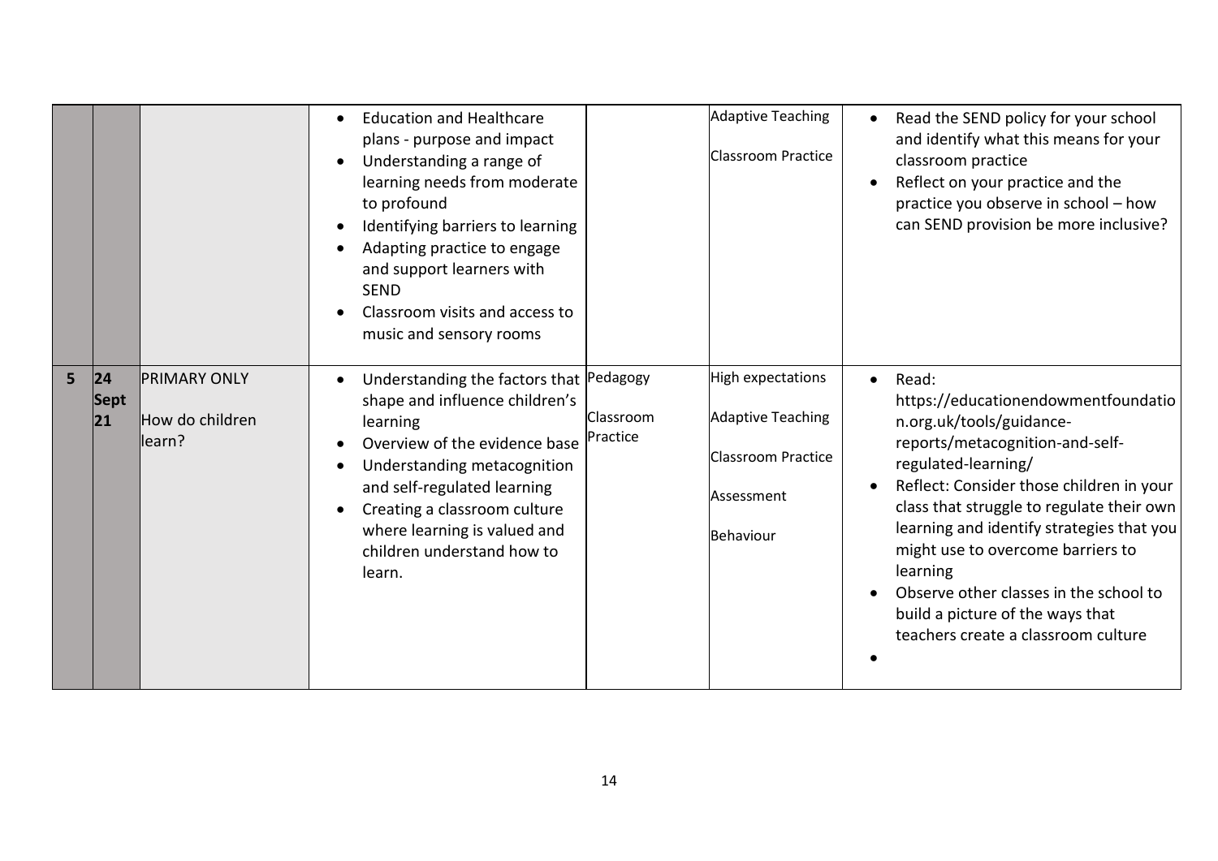| | | | | | | |
|---|---|---|---|---|---|---|
| | | | • Education and Healthcare plans - purpose and impact<br>• Understanding a range of learning needs from moderate to profound<br>• Identifying barriers to learning<br>• Adapting practice to engage and support learners with SEND<br>• Classroom visits and access to music and sensory rooms | | Adaptive Teaching<br><br>Classroom Practice | • Read the SEND policy for your school and identify what this means for your classroom practice<br>• Reflect on your practice and the practice you observe in school – how can SEND provision be more inclusive? |
| **5** | **24 Sept 21** | PRIMARY ONLY<br><br>How do children learn? | • Understanding the factors that shape and influence children's learning<br>• Overview of the evidence base<br>• Understanding metacognition and self-regulated learning<br>• Creating a classroom culture where learning is valued and children understand how to learn. | Pedagogy<br><br>Classroom Practice | High expectations<br><br>Adaptive Teaching<br><br>Classroom Practice<br><br>Assessment<br><br>Behaviour | • Read: https://educationendowmentfoundation.org.uk/tools/guidance-reports/metacognition-and-self-regulated-learning/<br>• Reflect: Consider those children in your class that struggle to regulate their own learning and identify strategies that you might use to overcome barriers to learning<br>• Observe other classes in the school to build a picture of the ways that teachers create a classroom culture<br>• |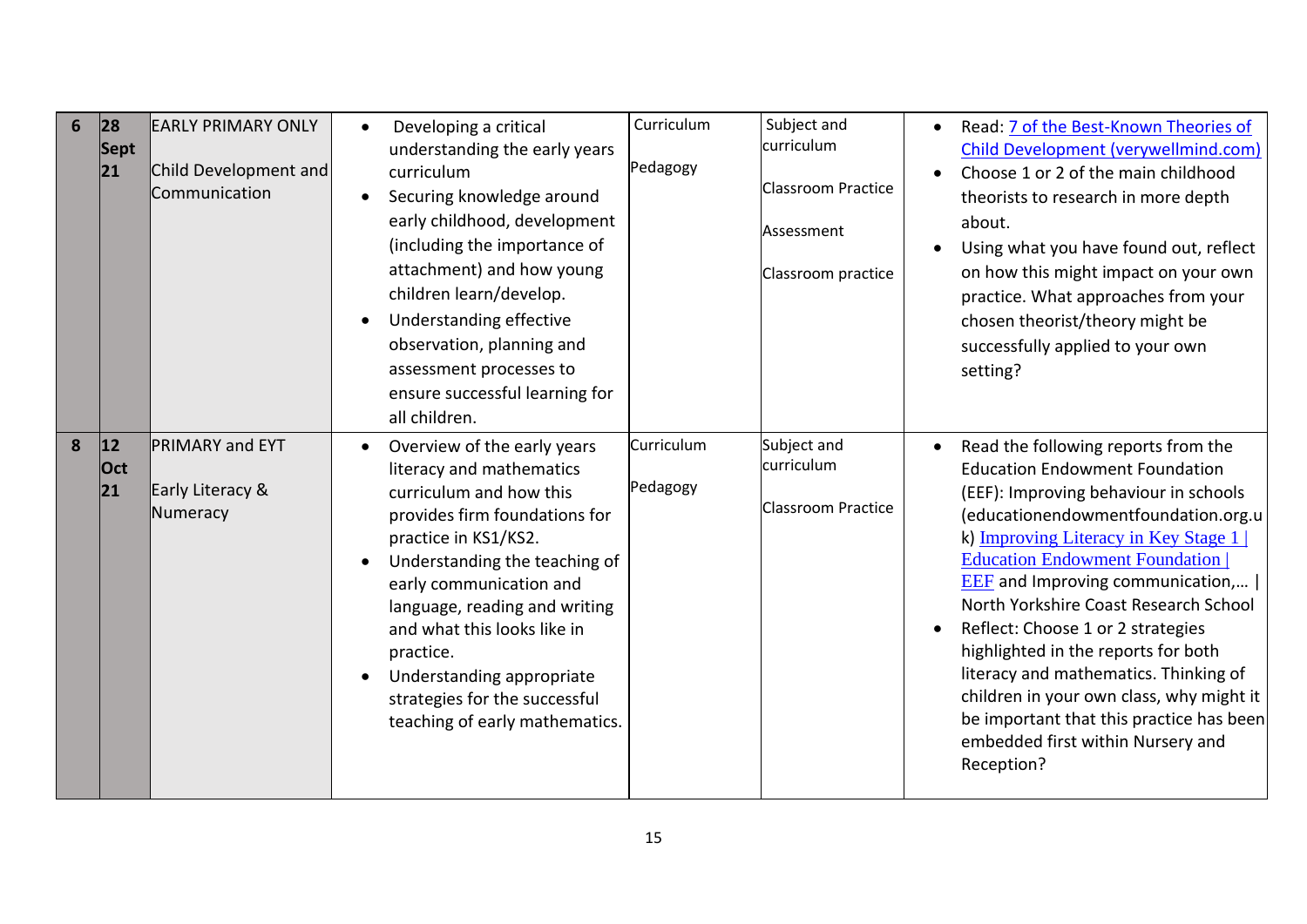| 6 | 28 Sept 21 | EARLY PRIMARY ONLY<br><br>Child Development and Communication | • Developing a critical understanding the early years curriculum<br>• Securing knowledge around early childhood, development (including the importance of attachment) and how young children learn/develop.<br>• Understanding effective observation, planning and assessment processes to ensure successful learning for all children. | Curriculum<br><br>Pedagogy | Subject and curriculum<br><br>Classroom Practice<br><br>Assessment<br><br>Classroom practice | • Read: [7 of the Best-Known Theories of Child Development (verywellmind.com)]<br>• Choose 1 or 2 of the main childhood theorists to research in more depth about.<br>• Using what you have found out, reflect on how this might impact on your own practice. What approaches from your chosen theorist/theory might be successfully applied to your own setting? |
|---|---|---|---|---|---|---|
| 8 | 12 Oct 21 | PRIMARY and EYT<br><br>Early Literacy & Numeracy | • Overview of the early years literacy and mathematics curriculum and how this provides firm foundations for practice in KS1/KS2.<br>• Understanding the teaching of early communication and language, reading and writing and what this looks like in practice.<br>• Understanding appropriate strategies for the successful teaching of early mathematics. | Curriculum<br><br>Pedagogy | Subject and curriculum<br><br>Classroom Practice | • Read the following reports from the Education Endowment Foundation (EEF): Improving behaviour in schools (educationendowmentfoundation.org.uk) [Improving Literacy in Key Stage 1 \| Education Endowment Foundation \| EEF] and Improving communication,... \| North Yorkshire Coast Research School<br>• Reflect: Choose 1 or 2 strategies highlighted in the reports for both literacy and mathematics. Thinking of children in your own class, why might it be important that this practice has been embedded first within Nursery and Reception? |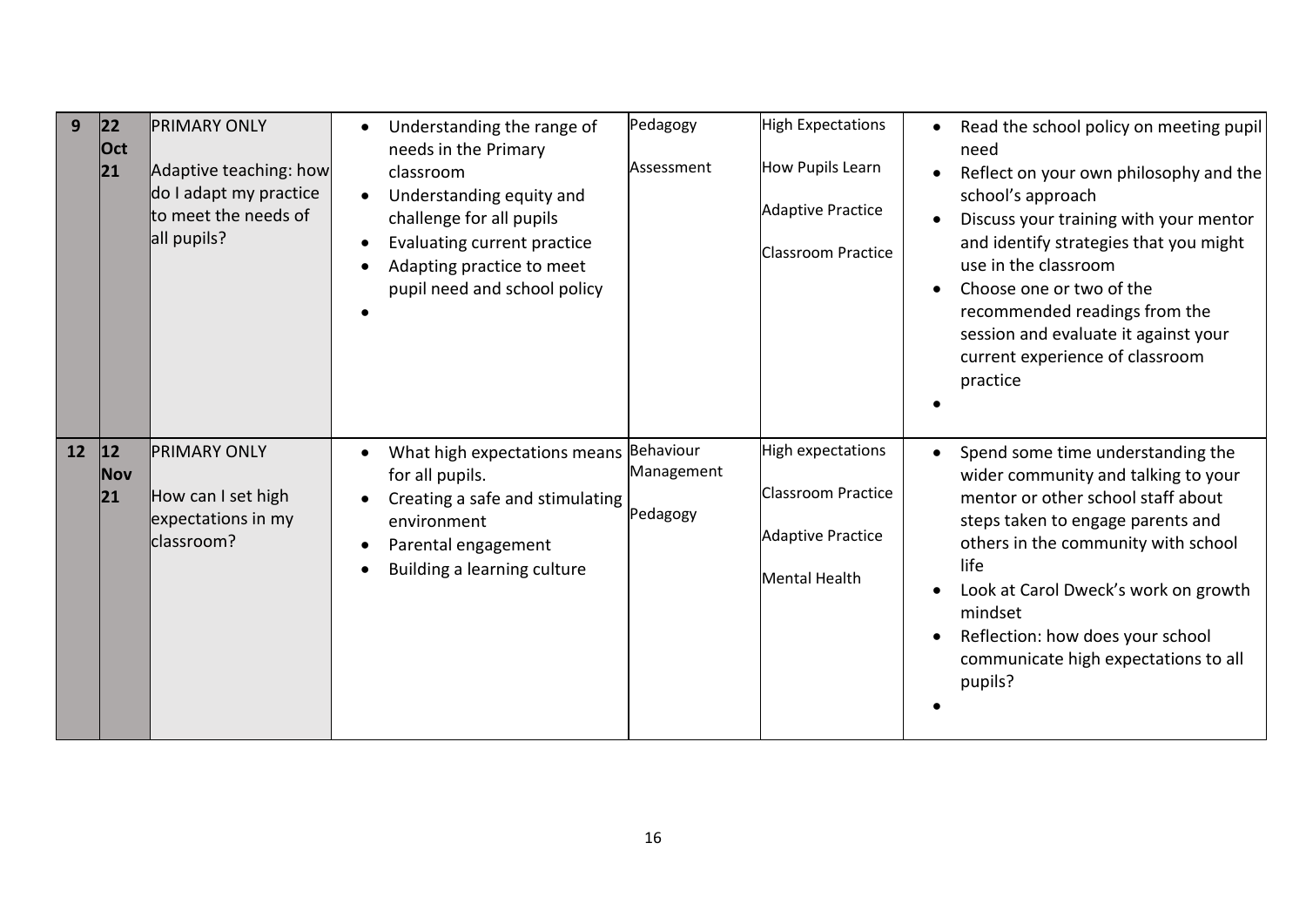| 9 | 22 Oct 21 | PRIMARY ONLY<br><br>Adaptive teaching: how do I adapt my practice to meet the needs of all pupils? | • Understanding the range of needs in the Primary classroom<br>• Understanding equity and challenge for all pupils<br>• Evaluating current practice<br>• Adapting practice to meet pupil need and school policy<br>• | Pedagogy<br><br>Assessment | High Expectations<br><br>How Pupils Learn<br><br>Adaptive Practice<br><br>Classroom Practice | • Read the school policy on meeting pupil need<br>• Reflect on your own philosophy and the school's approach<br>• Discuss your training with your mentor and identify strategies that you might use in the classroom<br>• Choose one or two of the recommended readings from the session and evaluate it against your current experience of classroom practice<br>• |
|---|---|---|---|---|---|---|
| 12 | 12 Nov 21 | PRIMARY ONLY<br><br>How can I set high expectations in my classroom? | • What high expectations means for all pupils.<br>• Creating a safe and stimulating environment<br>• Parental engagement<br>• Building a learning culture | Behaviour Management<br><br>Pedagogy | High expectations<br><br>Classroom Practice<br><br>Adaptive Practice<br><br>Mental Health | • Spend some time understanding the wider community and talking to your mentor or other school staff about steps taken to engage parents and others in the community with school life<br>• Look at Carol Dweck's work on growth mindset<br>• Reflection: how does your school communicate high expectations to all pupils?<br>• |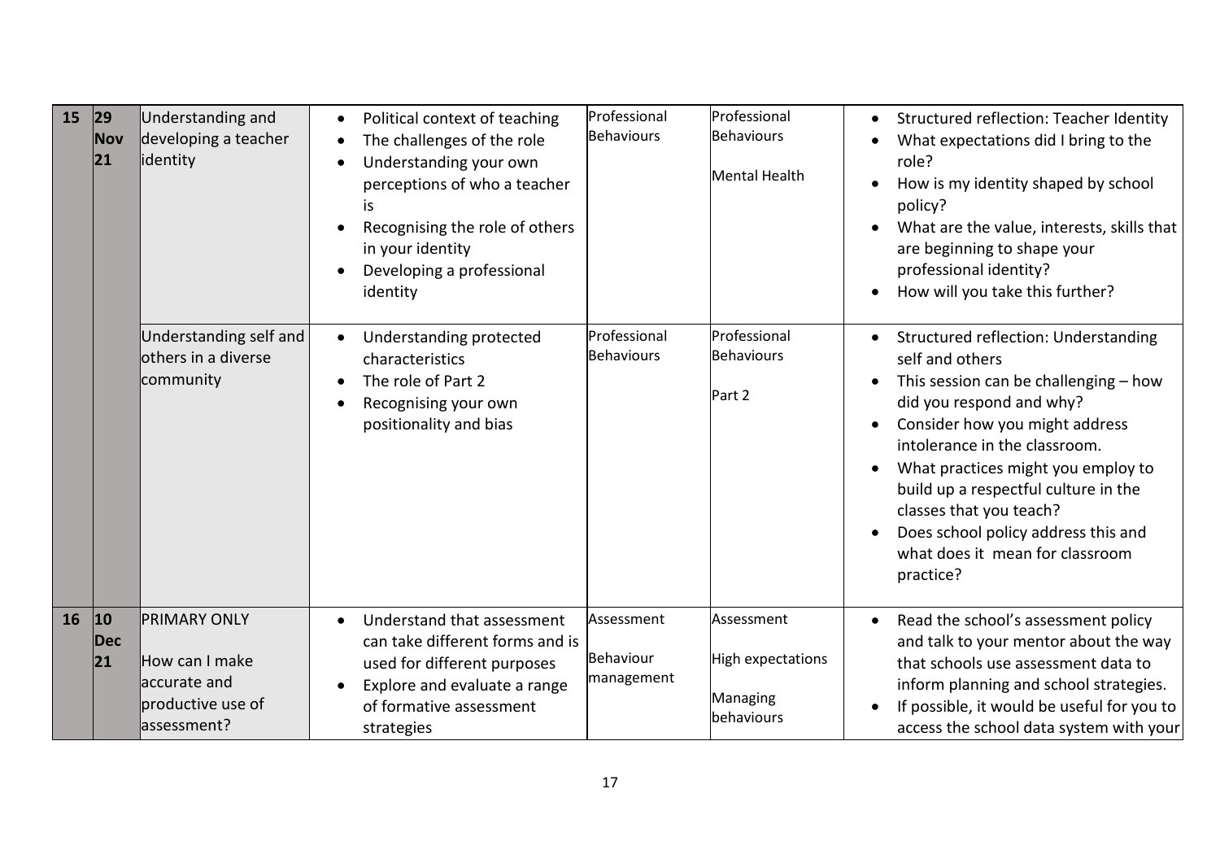| 15 | 29 Nov 21 | Understanding and developing a teacher identity | • Political context of teaching<br>• The challenges of the role<br>• Understanding your own perceptions of who a teacher is<br>• Recognising the role of others in your identity<br>• Developing a professional identity | Professional Behaviours | Professional Behaviours<br><br>Mental Health | • Structured reflection: Teacher Identity<br>• What expectations did I bring to the role?<br>• How is my identity shaped by school policy?<br>• What are the value, interests, skills that are beginning to shape your professional identity?<br>• How will you take this further? |
|---|---|---|---|---|---|---|
| | | Understanding self and others in a diverse community | • Understanding protected characteristics<br>• The role of Part 2<br>• Recognising your own positionality and bias | Professional Behaviours | Professional Behaviours<br><br>Part 2 | • Structured reflection: Understanding self and others<br>• This session can be challenging – how did you respond and why?<br>• Consider how you might address intolerance in the classroom.<br>• What practices might you employ to build up a respectful culture in the classes that you teach?<br>• Does school policy address this and what does it mean for classroom practice? |
| 16 | 10 Dec 21 | PRIMARY ONLY<br><br>How can I make accurate and productive use of assessment? | • Understand that assessment can take different forms and is used for different purposes<br>• Explore and evaluate a range of formative assessment strategies | Assessment<br><br>Behaviour management | Assessment<br><br>High expectations<br><br>Managing behaviours | • Read the school's assessment policy and talk to your mentor about the way that schools use assessment data to inform planning and school strategies.<br>• If possible, it would be useful for you to access the school data system with your |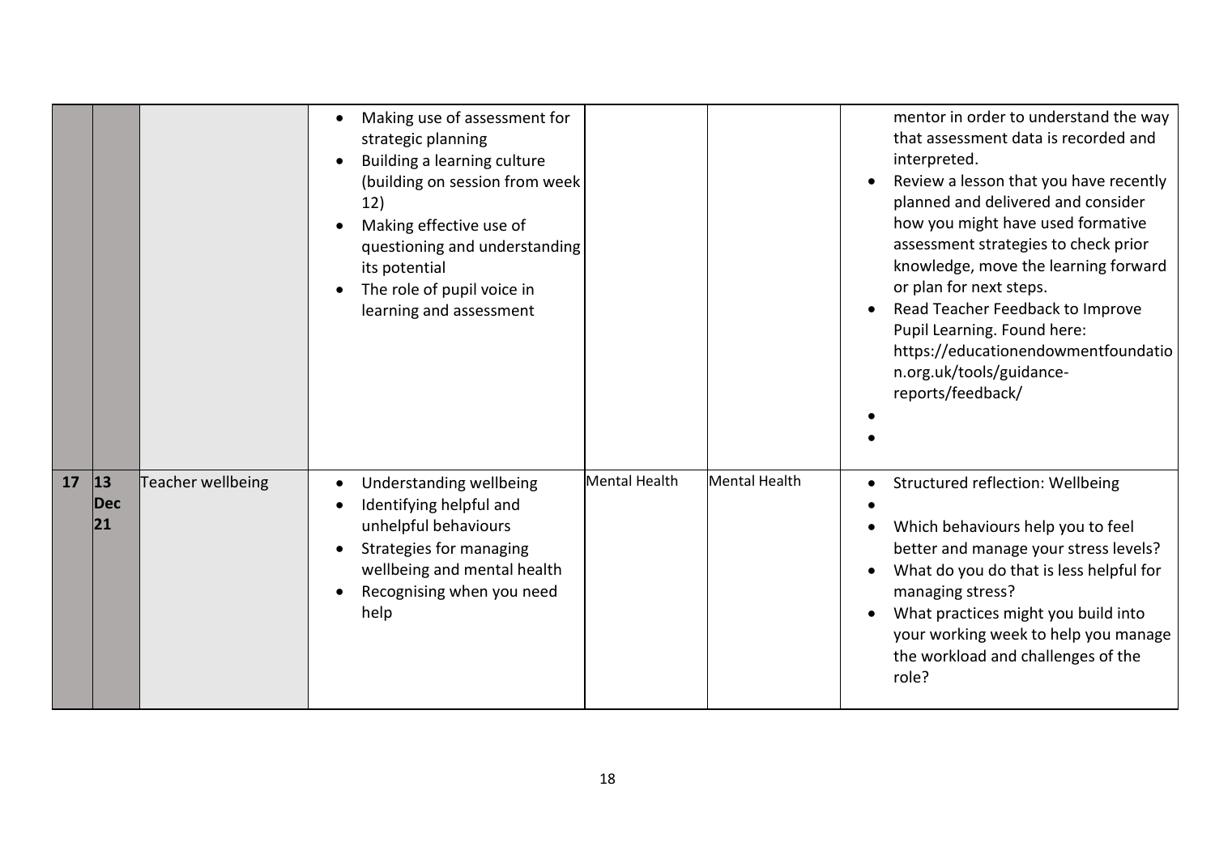| | | | | | | |
|---|---|---|---|---|---|---|
| | | | • Making use of assessment for strategic planning<br>• Building a learning culture (building on session from week 12)<br>• Making effective use of questioning and understanding its potential<br>• The role of pupil voice in learning and assessment | | | mentor in order to understand the way that assessment data is recorded and interpreted.<br>• Review a lesson that you have recently planned and delivered and consider how you might have used formative assessment strategies to check prior knowledge, move the learning forward or plan for next steps.<br>• Read Teacher Feedback to Improve Pupil Learning. Found here: https://educationendowmentfoundation.org.uk/tools/guidance-reports/feedback/<br>•<br>• |
| **17** | **13 Dec 21** | Teacher wellbeing | • Understanding wellbeing<br>• Identifying helpful and unhelpful behaviours<br>• Strategies for managing wellbeing and mental health<br>• Recognising when you need help | Mental Health | Mental Health | • Structured reflection: Wellbeing<br>•<br>• Which behaviours help you to feel better and manage your stress levels?<br>• What do you do that is less helpful for managing stress?<br>• What practices might you build into your working week to help you manage the workload and challenges of the role? |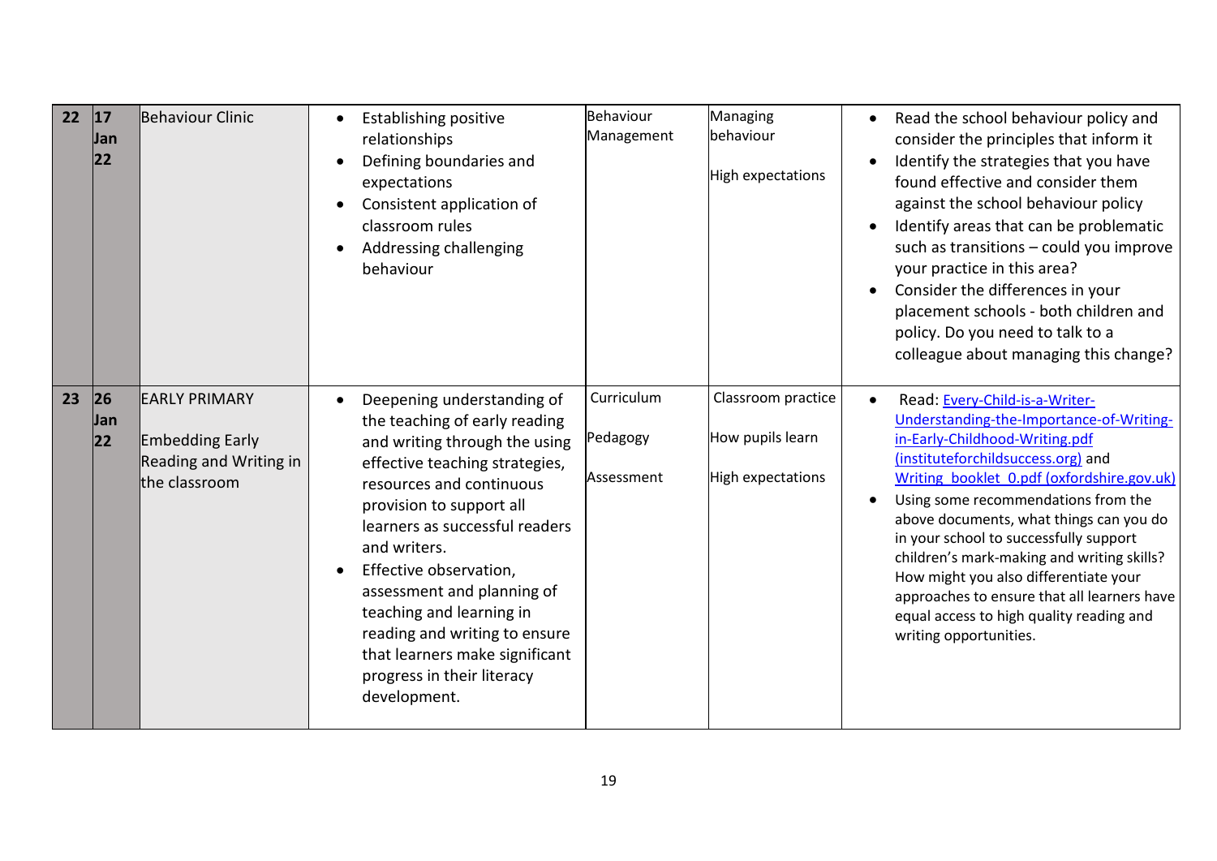| | | | | | | |
|---|---|---|---|---|---|---|
| 22 | 17 Jan 22 | Behaviour Clinic | • Establishing positive relationships<br>• Defining boundaries and expectations<br>• Consistent application of classroom rules<br>• Addressing challenging behaviour | Behaviour Management | Managing behaviour<br><br>High expectations | • Read the school behaviour policy and consider the principles that inform it<br>• Identify the strategies that you have found effective and consider them against the school behaviour policy<br>• Identify areas that can be problematic such as transitions – could you improve your practice in this area?<br>• Consider the differences in your placement schools - both children and policy. Do you need to talk to a colleague about managing this change? |
| 23 | 26 Jan 22 | EARLY PRIMARY<br><br>Embedding Early Reading and Writing in the classroom | • Deepening understanding of the teaching of early reading and writing through the using effective teaching strategies, resources and continuous provision to support all learners as successful readers and writers.<br>• Effective observation, assessment and planning of teaching and learning in reading and writing to ensure that learners make significant progress in their literacy development. | Curriculum<br><br>Pedagogy<br><br>Assessment | Classroom practice<br><br>How pupils learn<br><br>High expectations | • Read: Every-Child-is-a-Writer-Understanding-the-Importance-of-Writing-in-Early-Childhood-Writing.pdf (instituteforchildsuccess.org) and Writing_booklet_0.pdf (oxfordshire.gov.uk)<br>• Using some recommendations from the above documents, what things can you do in your school to successfully support children's mark-making and writing skills? How might you also differentiate your approaches to ensure that all learners have equal access to high quality reading and writing opportunities. |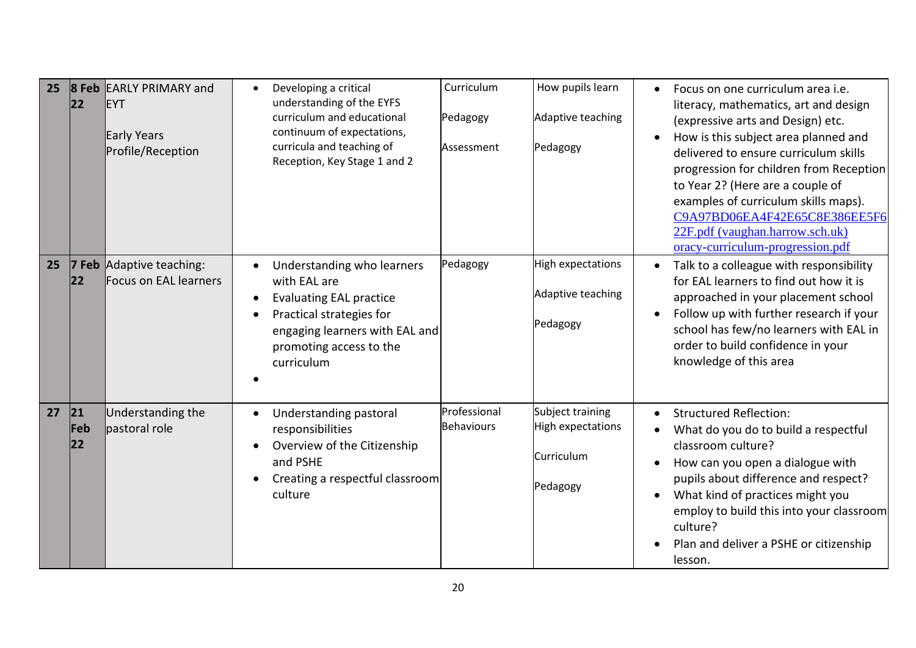| 25 | 8 Feb 22 | EARLY PRIMARY and EYT<br><br>Early Years Profile/Reception | • Developing a critical understanding of the EYFS curriculum and educational continuum of expectations, curricula and teaching of Reception, Key Stage 1 and 2 | Curriculum<br><br>Pedagogy<br><br>Assessment | How pupils learn<br><br>Adaptive teaching<br><br>Pedagogy | • Focus on one curriculum area i.e. literacy, mathematics, art and design (expressive arts and Design) etc.<br>• How is this subject area planned and delivered to ensure curriculum skills progression for children from Reception to Year 2? (Here are a couple of examples of curriculum skills maps). C9A97BD06EA4F42E65C8E386EE5F622F.pdf (vaughan.harrow.sch.uk) oracy-curriculum-progression.pdf |
|---|---|---|---|---|---|---|
| 25 | 7 Feb 22 | Adaptive teaching: Focus on EAL learners | • Understanding who learners with EAL are<br>• Evaluating EAL practice<br>• Practical strategies for engaging learners with EAL and promoting access to the curriculum<br>• | Pedagogy | High expectations<br><br>Adaptive teaching<br><br>Pedagogy | • Talk to a colleague with responsibility for EAL learners to find out how it is approached in your placement school<br>• Follow up with further research if your school has few/no learners with EAL in order to build confidence in your knowledge of this area |
| 27 | 21 Feb 22 | Understanding the pastoral role | • Understanding pastoral responsibilities<br>• Overview of the Citizenship and PSHE<br>• Creating a respectful classroom culture | Professional Behaviours | Subject training<br>High expectations<br><br>Curriculum<br><br>Pedagogy | • Structured Reflection:<br>• What do you do to build a respectful classroom culture?<br>• How can you open a dialogue with pupils about difference and respect?<br>• What kind of practices might you employ to build this into your classroom culture?<br>• Plan and deliver a PSHE or citizenship lesson. |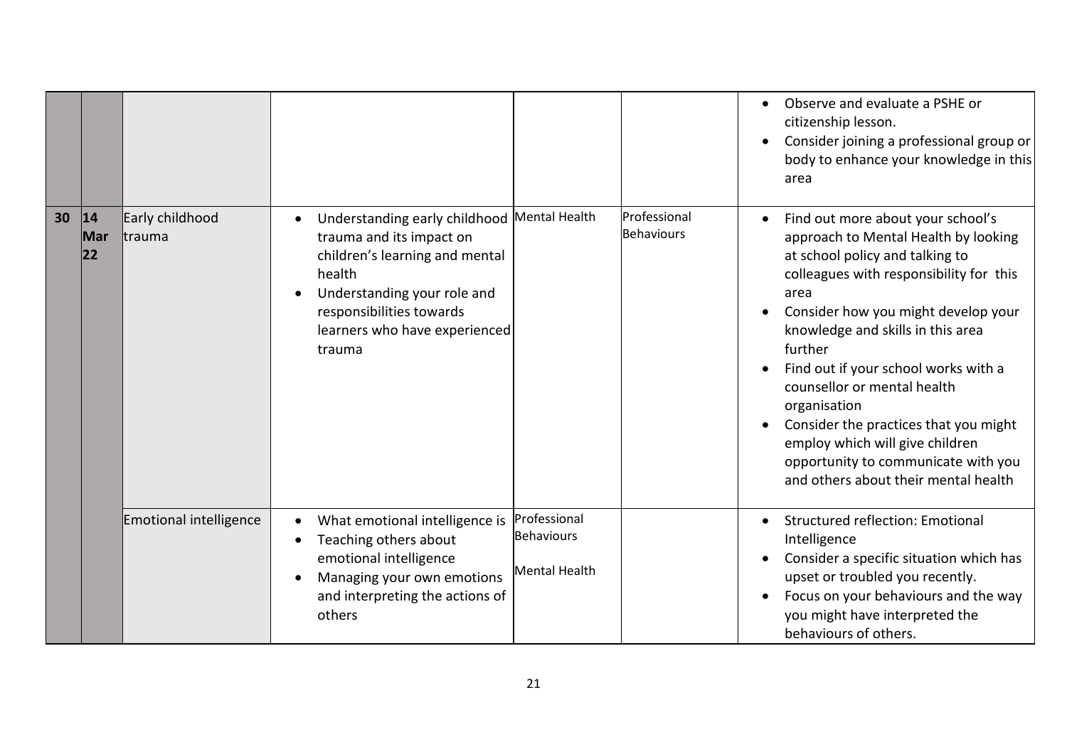| | | | | | | |
|---|---|---|---|---|---|---|
| | | | | | | • Observe and evaluate a PSHE or citizenship lesson.<br>• Consider joining a professional group or body to enhance your knowledge in this area |
| **30** | **14 Mar 22** | Early childhood trauma | • Understanding early childhood trauma and its impact on children's learning and mental health<br>• Understanding your role and responsibilities towards learners who have experienced trauma | Mental Health | Professional Behaviours | • Find out more about your school's approach to Mental Health by looking at school policy and talking to colleagues with responsibility for this area<br>• Consider how you might develop your knowledge and skills in this area further<br>• Find out if your school works with a counsellor or mental health organisation<br>• Consider the practices that you might employ which will give children opportunity to communicate with you and others about their mental health |
| | | Emotional intelligence | • What emotional intelligence is<br>• Teaching others about emotional intelligence<br>• Managing your own emotions and interpreting the actions of others | Professional Behaviours<br><br>Mental Health | | • Structured reflection: Emotional Intelligence<br>• Consider a specific situation which has upset or troubled you recently.<br>• Focus on your behaviours and the way you might have interpreted the behaviours of others. |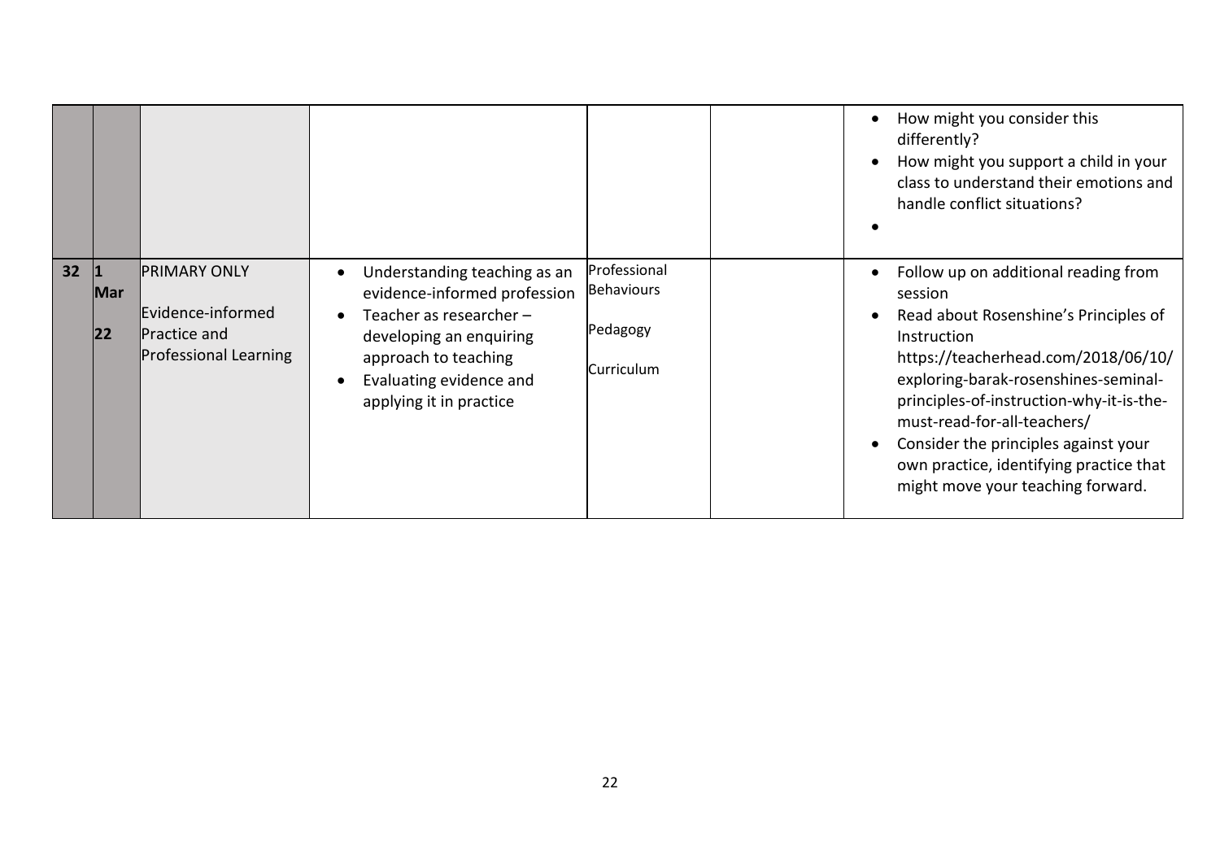| | | | | | | |
|---|---|---|---|---|---|---|
| | | | | | | • How might you consider this differently?<br>• How might you support a child in your class to understand their emotions and handle conflict situations?<br>• |
| **32** | **1 Mar 22** | PRIMARY ONLY<br><br>Evidence-informed Practice and Professional Learning | • Understanding teaching as an evidence-informed profession<br>• Teacher as researcher – developing an enquiring approach to teaching<br>• Evaluating evidence and applying it in practice | Professional Behaviours<br><br>Pedagogy<br><br>Curriculum | | • Follow up on additional reading from session<br>• Read about Rosenshine's Principles of Instruction https://teacherhead.com/2018/06/10/exploring-barak-rosenshines-seminal-principles-of-instruction-why-it-is-the-must-read-for-all-teachers/<br>• Consider the principles against your own practice, identifying practice that might move your teaching forward. |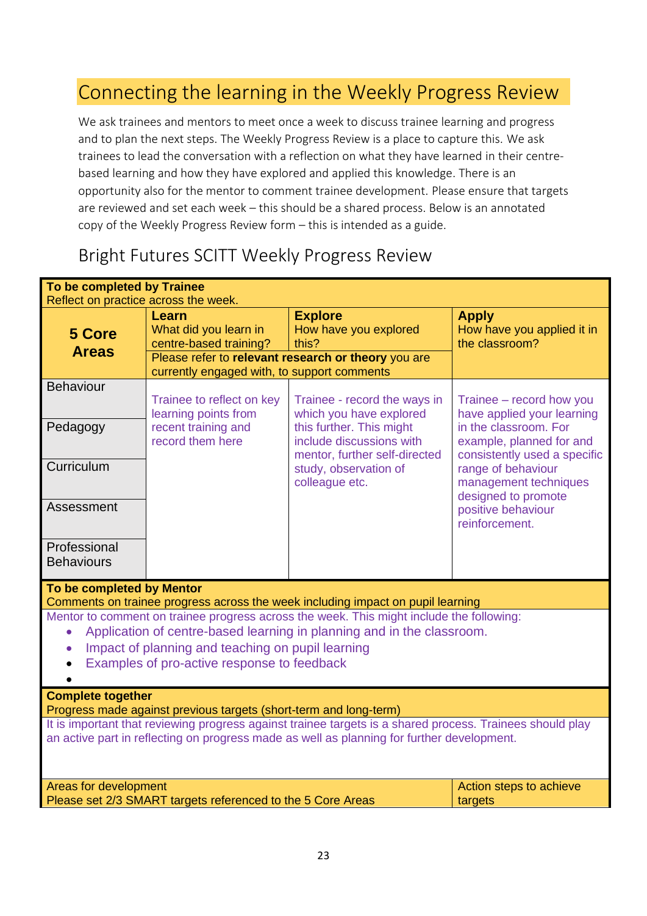## Connecting the learning in the Weekly Progress Review

We ask trainees and mentors to meet once a week to discuss trainee learning and progress and to plan the next steps. The Weekly Progress Review is a place to capture this. We ask trainees to lead the conversation with a reflection on what they have learned in their centre-based learning and how they have explored and applied this knowledge. There is an opportunity also for the mentor to comment trainee development. Please ensure that targets are reviewed and set each week – this should be a shared process. Below is an annotated copy of the Weekly Progress Review form – this is intended as a guide.

### Bright Futures SCITT Weekly Progress Review

| **To be completed by Trainee**<br>Reflect on practice across the week. | | | |
|---|---|---|---|
| **5 Core Areas** | **Learn**<br>What did you learn in centre-based training?<br>Please refer to **relevant research or theory** you are currently engaged with, to support comments | **Explore**<br>How have you explored this? | **Apply**<br>How have you applied it in the classroom? |
| Behaviour | Trainee to reflect on key learning points from recent training and record them here | Trainee - record the ways in which you have explored this further. This might include discussions with mentor, further self-directed study, observation of colleague etc. | Trainee – record how you have applied your learning in the classroom. For example, planned for and consistently used a specific range of behaviour management techniques designed to promote positive behaviour reinforcement. |
| Pedagogy | | | |
| Curriculum | | | |
| Assessment | | | |
| Professional Behaviours | | | |
| **To be completed by Mentor**<br>Comments on trainee progress across the week including impact on pupil learning | | | |
| Mentor to comment on trainee progress across the week. This might include the following:<br>• Application of centre-based learning in planning and in the classroom.<br>• Impact of planning and teaching on pupil learning<br>• Examples of pro-active response to feedback<br>• | | | |
| **Complete together**<br>Progress made against previous targets (short-term and long-term) | | | |
| It is important that reviewing progress against trainee targets is a shared process. Trainees should play an active part in reflecting on progress made as well as planning for further development. | | | |
| Areas for development<br>Please set 2/3 SMART targets referenced to the 5 Core Areas | | | Action steps to achieve targets |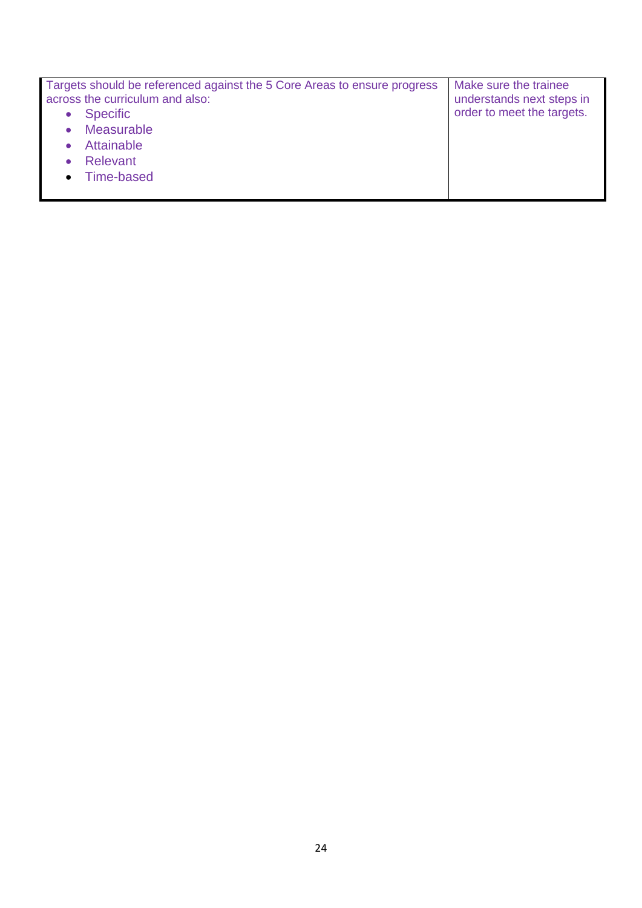| | |
|---|---|
| Targets should be referenced against the 5 Core Areas to ensure progress across the curriculum and also:<br>• Specific<br>• Measurable<br>• Attainable<br>• Relevant<br>• Time-based | Make sure the trainee understands next steps in order to meet the targets. |